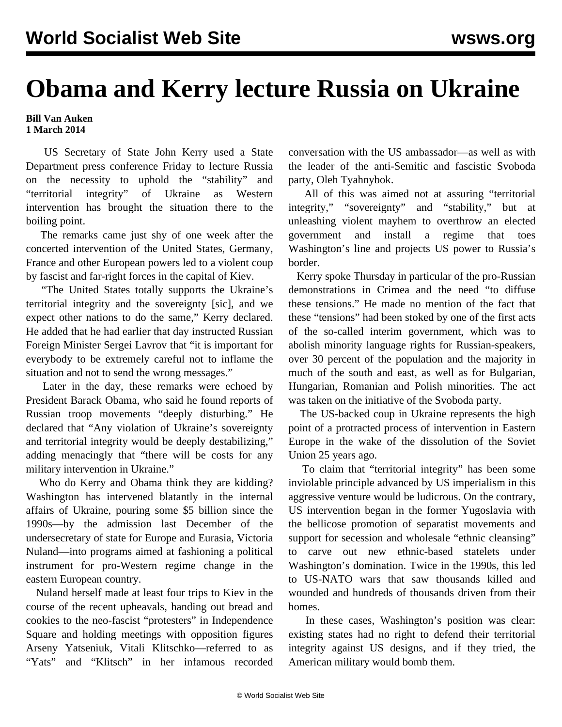# Obama and Kerry lecture Russia on Ukraine

**Bill Van Auken**
**1 March 2014**

US Secretary of State John Kerry used a State Department press conference Friday to lecture Russia on the necessity to uphold the "stability" and "territorial integrity" of Ukraine as Western intervention has brought the situation there to the boiling point.

The remarks came just shy of one week after the concerted intervention of the United States, Germany, France and other European powers led to a violent coup by fascist and far-right forces in the capital of Kiev.

"The United States totally supports the Ukraine's territorial integrity and the sovereignty [sic], and we expect other nations to do the same," Kerry declared. He added that he had earlier that day instructed Russian Foreign Minister Sergei Lavrov that "it is important for everybody to be extremely careful not to inflame the situation and not to send the wrong messages."

Later in the day, these remarks were echoed by President Barack Obama, who said he found reports of Russian troop movements "deeply disturbing." He declared that "Any violation of Ukraine's sovereignty and territorial integrity would be deeply destabilizing," adding menacingly that "there will be costs for any military intervention in Ukraine."

Who do Kerry and Obama think they are kidding? Washington has intervened blatantly in the internal affairs of Ukraine, pouring some $5 billion since the 1990s—by the admission last December of the undersecretary of state for Europe and Eurasia, Victoria Nuland—into programs aimed at fashioning a political instrument for pro-Western regime change in the eastern European country.

Nuland herself made at least four trips to Kiev in the course of the recent upheavals, handing out bread and cookies to the neo-fascist "protesters" in Independence Square and holding meetings with opposition figures Arseny Yatseniuk, Vitali Klitschko—referred to as "Yats" and "Klitsch" in her infamous recorded conversation with the US ambassador—as well as with the leader of the anti-Semitic and fascistic Svoboda party, Oleh Tyahnybok.

All of this was aimed not at assuring "territorial integrity," "sovereignty" and "stability," but at unleashing violent mayhem to overthrow an elected government and install a regime that toes Washington's line and projects US power to Russia's border.

Kerry spoke Thursday in particular of the pro-Russian demonstrations in Crimea and the need "to diffuse these tensions." He made no mention of the fact that these "tensions" had been stoked by one of the first acts of the so-called interim government, which was to abolish minority language rights for Russian-speakers, over 30 percent of the population and the majority in much of the south and east, as well as for Bulgarian, Hungarian, Romanian and Polish minorities. The act was taken on the initiative of the Svoboda party.

The US-backed coup in Ukraine represents the high point of a protracted process of intervention in Eastern Europe in the wake of the dissolution of the Soviet Union 25 years ago.

To claim that "territorial integrity" has been some inviolable principle advanced by US imperialism in this aggressive venture would be ludicrous. On the contrary, US intervention began in the former Yugoslavia with the bellicose promotion of separatist movements and support for secession and wholesale "ethnic cleansing" to carve out new ethnic-based statelets under Washington's domination. Twice in the 1990s, this led to US-NATO wars that saw thousands killed and wounded and hundreds of thousands driven from their homes.

In these cases, Washington's position was clear: existing states had no right to defend their territorial integrity against US designs, and if they tried, the American military would bomb them.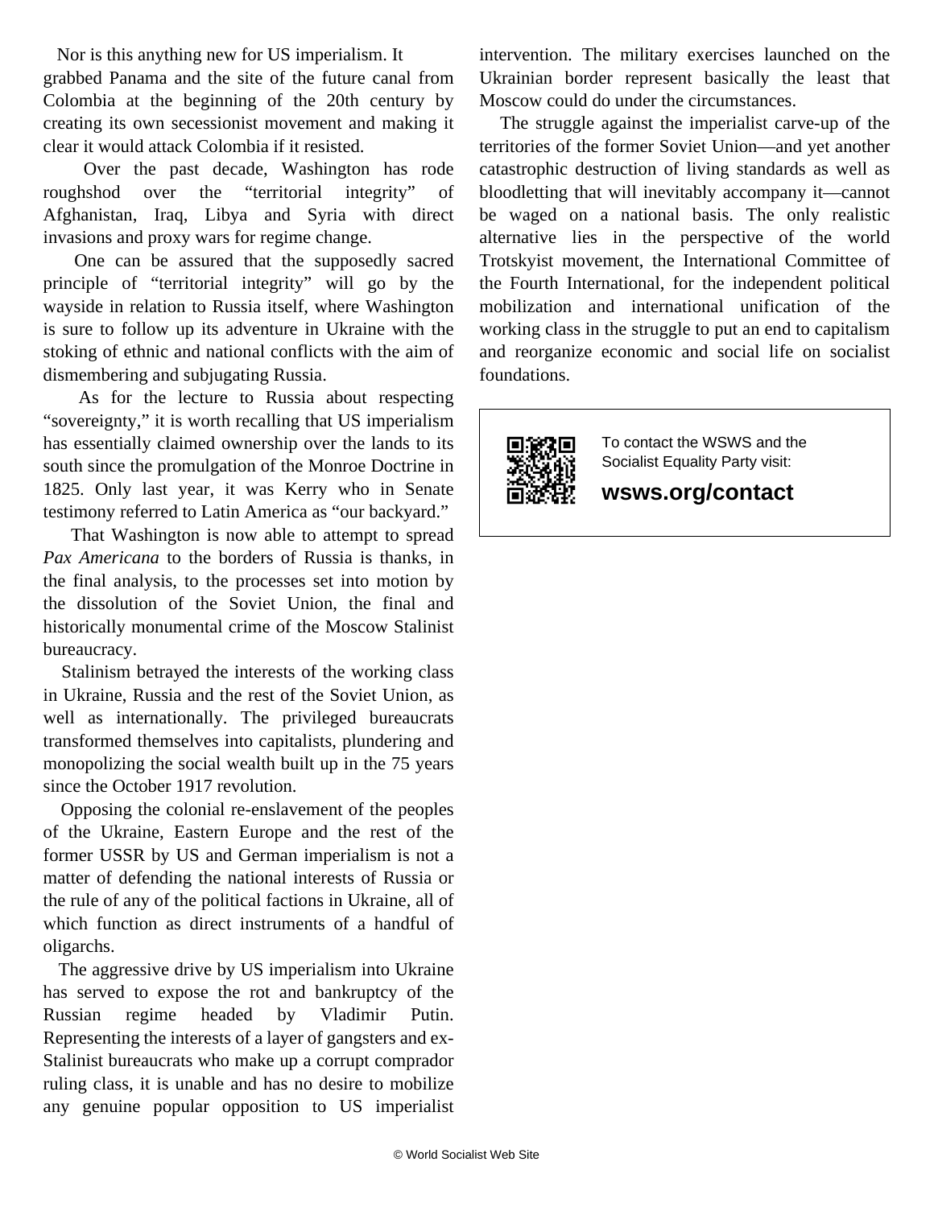Nor is this anything new for US imperialism. It grabbed Panama and the site of the future canal from Colombia at the beginning of the 20th century by creating its own secessionist movement and making it clear it would attack Colombia if it resisted.

Over the past decade, Washington has rode roughshod over the "territorial integrity" of Afghanistan, Iraq, Libya and Syria with direct invasions and proxy wars for regime change.

One can be assured that the supposedly sacred principle of "territorial integrity" will go by the wayside in relation to Russia itself, where Washington is sure to follow up its adventure in Ukraine with the stoking of ethnic and national conflicts with the aim of dismembering and subjugating Russia.

As for the lecture to Russia about respecting "sovereignty," it is worth recalling that US imperialism has essentially claimed ownership over the lands to its south since the promulgation of the Monroe Doctrine in 1825. Only last year, it was Kerry who in Senate testimony referred to Latin America as "our backyard."

That Washington is now able to attempt to spread *Pax Americana* to the borders of Russia is thanks, in the final analysis, to the processes set into motion by the dissolution of the Soviet Union, the final and historically monumental crime of the Moscow Stalinist bureaucracy.

Stalinism betrayed the interests of the working class in Ukraine, Russia and the rest of the Soviet Union, as well as internationally. The privileged bureaucrats transformed themselves into capitalists, plundering and monopolizing the social wealth built up in the 75 years since the October 1917 revolution.

Opposing the colonial re-enslavement of the peoples of the Ukraine, Eastern Europe and the rest of the former USSR by US and German imperialism is not a matter of defending the national interests of Russia or the rule of any of the political factions in Ukraine, all of which function as direct instruments of a handful of oligarchs.

The aggressive drive by US imperialism into Ukraine has served to expose the rot and bankruptcy of the Russian regime headed by Vladimir Putin. Representing the interests of a layer of gangsters and ex-Stalinist bureaucrats who make up a corrupt comprador ruling class, it is unable and has no desire to mobilize any genuine popular opposition to US imperialist intervention. The military exercises launched on the Ukrainian border represent basically the least that Moscow could do under the circumstances.

The struggle against the imperialist carve-up of the territories of the former Soviet Union—and yet another catastrophic destruction of living standards as well as bloodletting that will inevitably accompany it—cannot be waged on a national basis. The only realistic alternative lies in the perspective of the world Trotskyist movement, the International Committee of the Fourth International, for the independent political mobilization and international unification of the working class in the struggle to put an end to capitalism and reorganize economic and social life on socialist foundations.

To contact the WSWS and the Socialist Equality Party visit:

**wsws.org/contact**